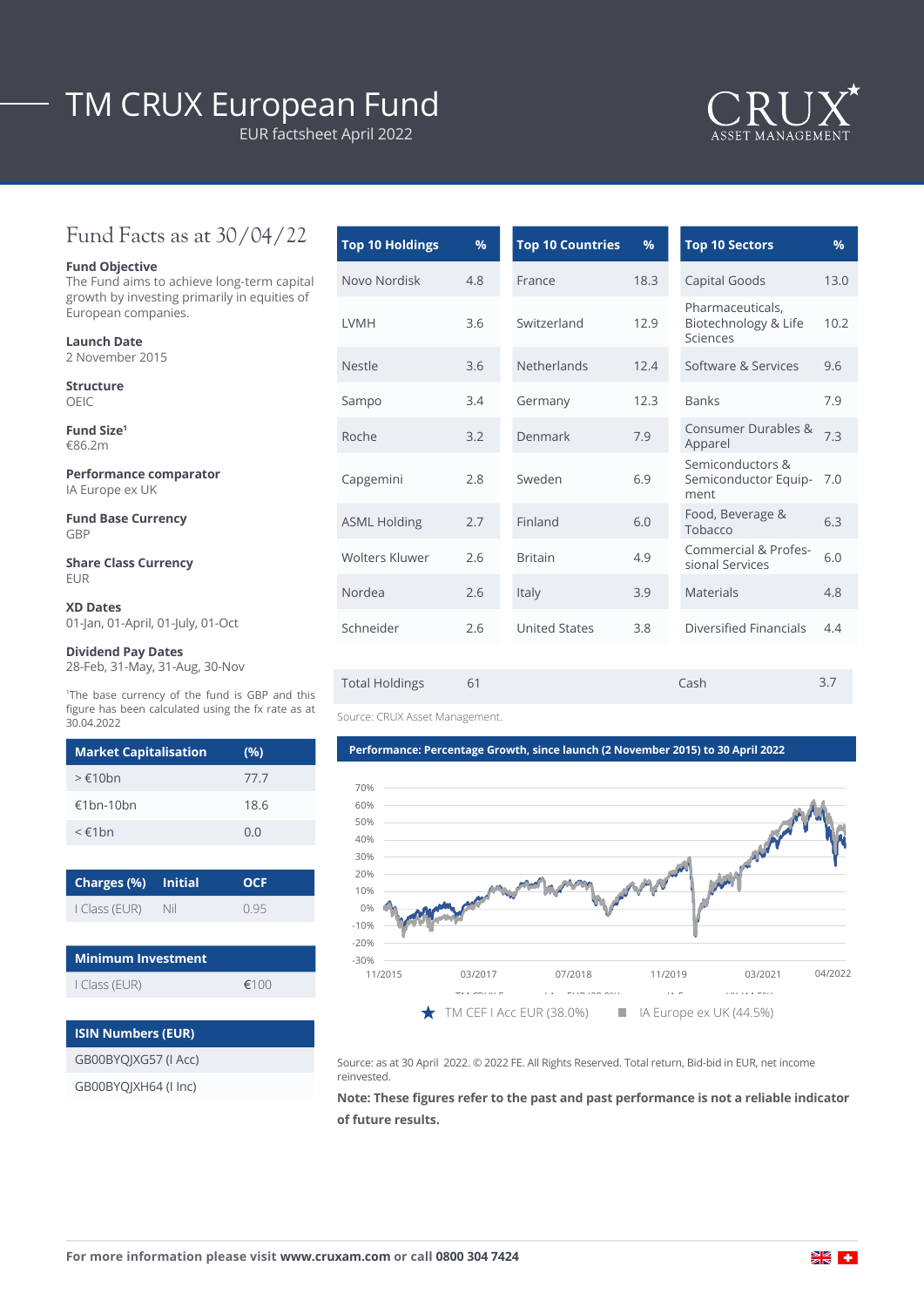# TM CRUX European Fund

EUR factsheet April 2022

## Fund Facts as at 30/04/22

**Fund Objective**
The Fund aims to achieve long-term capital growth by investing primarily in equities of European companies.

**Launch Date**
2 November 2015

**Structure**
OEIC

**Fund Size**[1]
€86.2m

**Performance comparator**
IA Europe ex UK

**Fund Base Currency**
GBP

**Share Class Currency**
EUR

**XD Dates**
01-Jan, 01-April, 01-July, 01-Oct

**Dividend Pay Dates**
28-Feb, 31-May, 31-Aug, 30-Nov

[1]The base currency of the fund is GBP and this figure has been calculated using the fx rate as at 30.04.2022

| Market Capitalisation | (%) |
|---|---|
| > €10bn | 77.7 |
| €1bn-10bn | 18.6 |
| < €1bn | 0.0 |

| Charges (%) | Initial | OCF |
|---|---|---|
| I Class (EUR) | Nil | 0.95 |

| Minimum Investment | |
|---|---|
| I Class (EUR) | €100 |

| ISIN Numbers (EUR) |
|---|
| GB00BYQJXG57 (I Acc) |
| GB00BYQJXH64 (I Inc) |

| Top 10 Holdings | % |
|---|---|
| Novo Nordisk | 4.8 |
| LVMH | 3.6 |
| Nestle | 3.6 |
| Sampo | 3.4 |
| Roche | 3.2 |
| Capgemini | 2.8 |
| ASML Holding | 2.7 |
| Wolters Kluwer | 2.6 |
| Nordea | 2.6 |
| Schneider | 2.6 |

| Top 10 Countries | % |
|---|---|
| France | 18.3 |
| Switzerland | 12.9 |
| Netherlands | 12.4 |
| Germany | 12.3 |
| Denmark | 7.9 |
| Sweden | 6.9 |
| Finland | 6.0 |
| Britain | 4.9 |
| Italy | 3.9 |
| United States | 3.8 |

| Top 10 Sectors | % |
|---|---|
| Capital Goods | 13.0 |
| Pharmaceuticals, Biotechnology & Life Sciences | 10.2 |
| Software & Services | 9.6 |
| Banks | 7.9 |
| Consumer Durables & Apparel | 7.3 |
| Semiconductors & Semiconductor Equipment | 7.0 |
| Food, Beverage & Tobacco | 6.3 |
| Commercial & Professional Services | 6.0 |
| Materials | 4.8 |
| Diversified Financials | 4.4 |

| Total Holdings | 61 | Cash | 3.7 |
|---|---|---|---|

Source: CRUX Asset Management.

**Performance: Percentage Growth, since launch (2 November 2015) to 30 April 2022**

★ TM CEF I Acc EUR (38.0%) ■ IA Europe ex UK (44.5%)

Source: as at 30 April 2022. © 2022 FE. All Rights Reserved. Total return, Bid-bid in EUR, net income reinvested.

**Note: These figures refer to the past and past performance is not a reliable indicator of future results.**

**For more information please visit www.cruxam.com or call 0800 304 7424**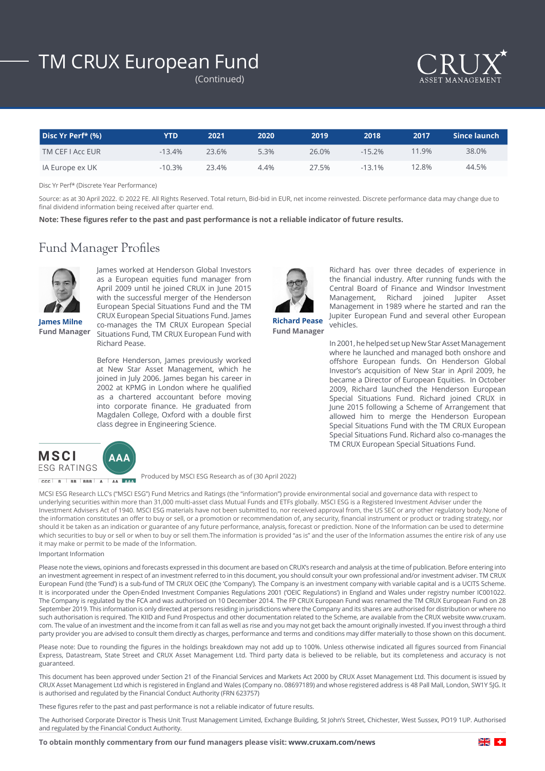# TM CRUX European Fund

(Continued)

| Disc Yr Perf* (%) | YTD | 2021 | 2020 | 2019 | 2018 | 2017 | Since launch |
|---|---|---|---|---|---|---|---|
| TM CEF I Acc EUR | -13.4% | 23.6% | 5.3% | 26.0% | -15.2% | 11.9% | 38.0% |
| IA Europe ex UK | -10.3% | 23.4% | 4.4% | 27.5% | -13.1% | 12.8% | 44.5% |

Disc Yr Perf* (Discrete Year Performance)

Source: as at 30 April 2022. © 2022 FE. All Rights Reserved. Total return, Bid-bid in EUR, net income reinvested. Discrete performance data may change due to final dividend information being received after quarter end.

**Note: These figures refer to the past and past performance is not a reliable indicator of future results.**

## Fund Manager Profiles

**James Milne**
**Fund Manager**

James worked at Henderson Global Investors as a European equities fund manager from April 2009 until he joined CRUX in June 2015 with the successful merger of the Henderson European Special Situations Fund and the TM CRUX European Special Situations Fund. James co-manages the TM CRUX European Special Situations Fund, TM CRUX European Fund with Richard Pease.

Before Henderson, James previously worked at New Star Asset Management, which he joined in July 2006. James began his career in 2002 at KPMG in London where he qualified as a chartered accountant before moving into corporate finance. He graduated from Magdalen College, Oxford with a double first class degree in Engineering Science.

**Richard Pease**
**Fund Manager**

Richard has over three decades of experience in the financial industry. After running funds with the Central Board of Finance and Windsor Investment Management, Richard joined Jupiter Asset Management in 1989 where he started and ran the Jupiter European Fund and several other European vehicles.

In 2001, he helped set up New Star Asset Management where he launched and managed both onshore and offshore European funds. On Henderson Global Investor's acquisition of New Star in April 2009, he became a Director of European Equities. In October 2009, Richard launched the Henderson European Special Situations Fund. Richard joined CRUX in June 2015 following a Scheme of Arrangement that allowed him to merge the Henderson European Special Situations Fund with the TM CRUX European Special Situations Fund. Richard also co-manages the TM CRUX European Special Situations Fund.

MSCI ESG RATINGS: AAA

CCC | B | BB | BBB | A | AA | AAA

Produced by MSCI ESG Research as of (30 April 2022)

MCSI ESG Research LLC's ("MSCI ESG") Fund Metrics and Ratings (the "information") provide environmental social and governance data with respect to underlying securities within more than 31,000 multi-asset class Mutual Funds and ETFs globally. MSCI ESG is a Registered Investment Adviser under the Investment Advisers Act of 1940. MSCI ESG materials have not been submitted to, nor received approval from, the US SEC or any other regulatory body.None of the information constitutes an offer to buy or sell, or a promotion or recommendation of, any security, financial instrument or product or trading strategy, nor should it be taken as an indication or guarantee of any future performance, analysis, forecast or prediction. None of the Information can be used to determine which securities to buy or sell or when to buy or sell them.The information is provided "as is" and the user of the Information assumes the entire risk of any use it may make or permit to be made of the Information.

Important Information

Please note the views, opinions and forecasts expressed in this document are based on CRUX's research and analysis at the time of publication. Before entering into an investment agreement in respect of an investment referred to in this document, you should consult your own professional and/or investment adviser. TM CRUX European Fund (the 'Fund') is a sub-fund of TM CRUX OEIC (the 'Company'). The Company is an investment company with variable capital and is a UCITS Scheme. It is incorporated under the Open-Ended Investment Companies Regulations 2001 ('OEIC Regulations') in England and Wales under registry number IC001022. The Company is regulated by the FCA and was authorised on 10 December 2014. The FP CRUX European Fund was renamed the TM CRUX European Fund on 28 September 2019. This information is only directed at persons residing in jurisdictions where the Company and its shares are authorised for distribution or where no such authorisation is required. The KIID and Fund Prospectus and other documentation related to the Scheme, are available from the CRUX website www.cruxam.com. The value of an investment and the income from it can fall as well as rise and you may not get back the amount originally invested. If you invest through a third party provider you are advised to consult them directly as charges, performance and terms and conditions may differ materially to those shown on this document.

Please note: Due to rounding the figures in the holdings breakdown may not add up to 100%. Unless otherwise indicated all figures sourced from Financial Express, Datastream, State Street and CRUX Asset Management Ltd. Third party data is believed to be reliable, but its completeness and accuracy is not guaranteed.

This document has been approved under Section 21 of the Financial Services and Markets Act 2000 by CRUX Asset Management Ltd. This document is issued by CRUX Asset Management Ltd which is registered in England and Wales (Company no. 08697189) and whose registered address is 48 Pall Mall, London, SW1Y 5JG. It is authorised and regulated by the Financial Conduct Authority (FRN 623757)

These figures refer to the past and past performance is not a reliable indicator of future results.

The Authorised Corporate Director is Thesis Unit Trust Management Limited, Exchange Building, St John's Street, Chichester, West Sussex, PO19 1UP. Authorised and regulated by the Financial Conduct Authority.

**To obtain monthly commentary from our fund managers please visit: www.cruxam.com/news**